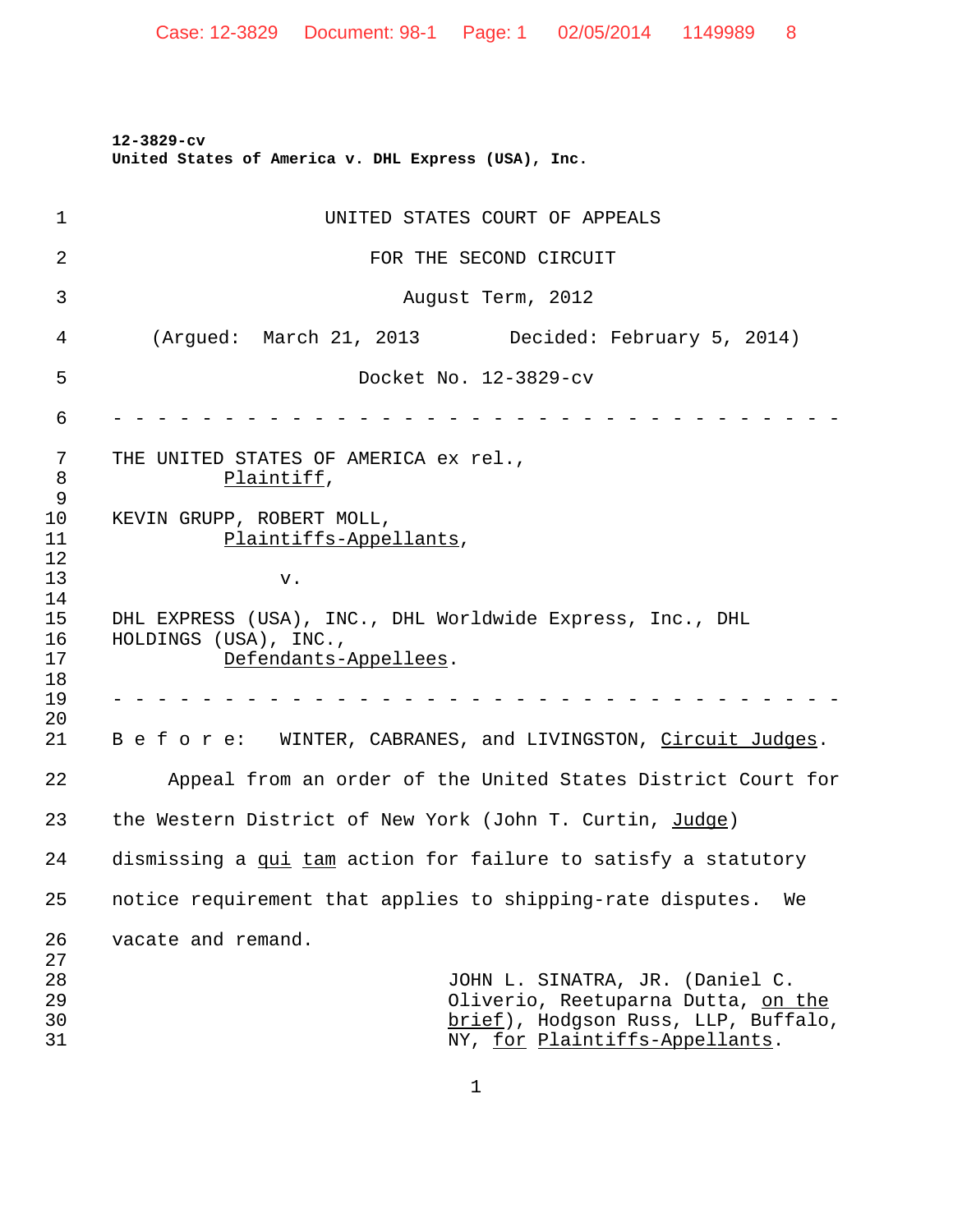**12-3829-cv**
**United States of America v. DHL Express (USA), Inc.**

UNITED STATES COURT OF APPEALS

FOR THE SECOND CIRCUIT

August Term, 2012

(Argued: March 21, 2013 Decided: February 5, 2014)

Docket No. 12-3829-cv

- - - - - - - - - - - - - - - - - - - - - - - - - - - - - - - - -

THE UNITED STATES OF AMERICA ex rel.,
*Plaintiff*,

KEVIN GRUPP, ROBERT MOLL,
*Plaintiffs-Appellants*,

v.

DHL EXPRESS (USA), INC., DHL Worldwide Express, Inc., DHL HOLDINGS (USA), INC.,
*Defendants-Appellees*.

- - - - - - - - - - - - - - - - - - - - - - - - - - - - - - - - -

B e f o r e: WINTER, CABRANES, and LIVINGSTON, *Circuit Judges*.

Appeal from an order of the United States District Court for the Western District of New York (John T. Curtin, *Judge*) dismissing a *qui tam* action for failure to satisfy a statutory notice requirement that applies to shipping-rate disputes. We vacate and remand.

JOHN L. SINATRA, JR. (Daniel C. Oliverio, Reetuparna Dutta, *on the brief*), Hodgson Russ, LLP, Buffalo, NY, *for Plaintiffs-Appellants*.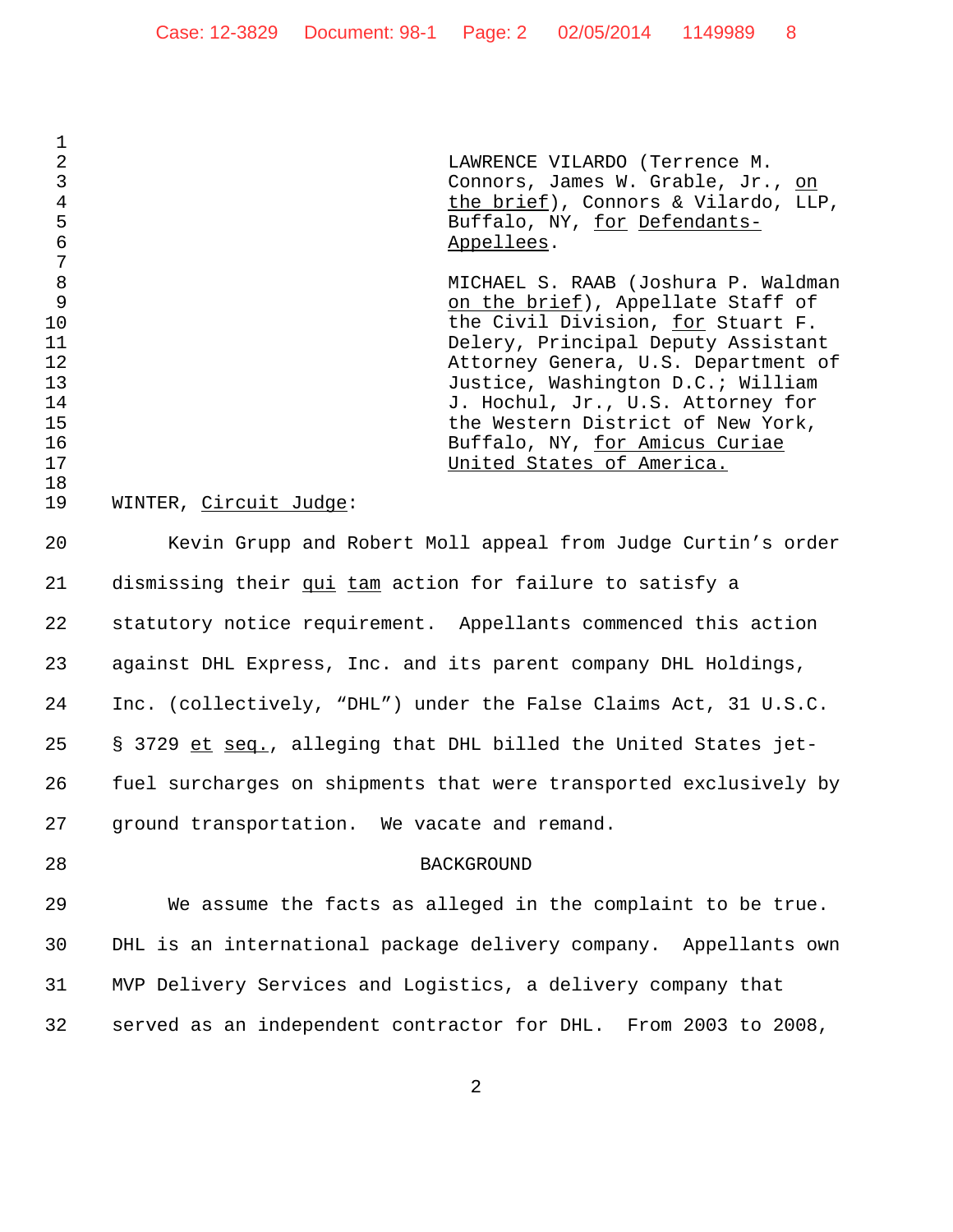LAWRENCE VILARDO (Terrence M. Connors, James W. Grable, Jr., _on the brief_), Connors & Vilardo, LLP, Buffalo, NY, _for Defendants-Appellees_.

MICHAEL S. RAAB (Joshura P. Waldman _on the brief_), Appellate Staff of the Civil Division, _for_ Stuart F. Delery, Principal Deputy Assistant Attorney Genera, U.S. Department of Justice, Washington D.C.; William J. Hochul, Jr., U.S. Attorney for the Western District of New York, Buffalo, NY, _for Amicus Curiae United States of America._

WINTER, _Circuit Judge_:

Kevin Grupp and Robert Moll appeal from Judge Curtin's order dismissing their _qui tam_ action for failure to satisfy a statutory notice requirement. Appellants commenced this action against DHL Express, Inc. and its parent company DHL Holdings, Inc. (collectively, "DHL") under the False Claims Act, 31 U.S.C. § 3729 _et seq._, alleging that DHL billed the United States jet-fuel surcharges on shipments that were transported exclusively by ground transportation. We vacate and remand.

BACKGROUND

We assume the facts as alleged in the complaint to be true. DHL is an international package delivery company. Appellants own MVP Delivery Services and Logistics, a delivery company that served as an independent contractor for DHL. From 2003 to 2008,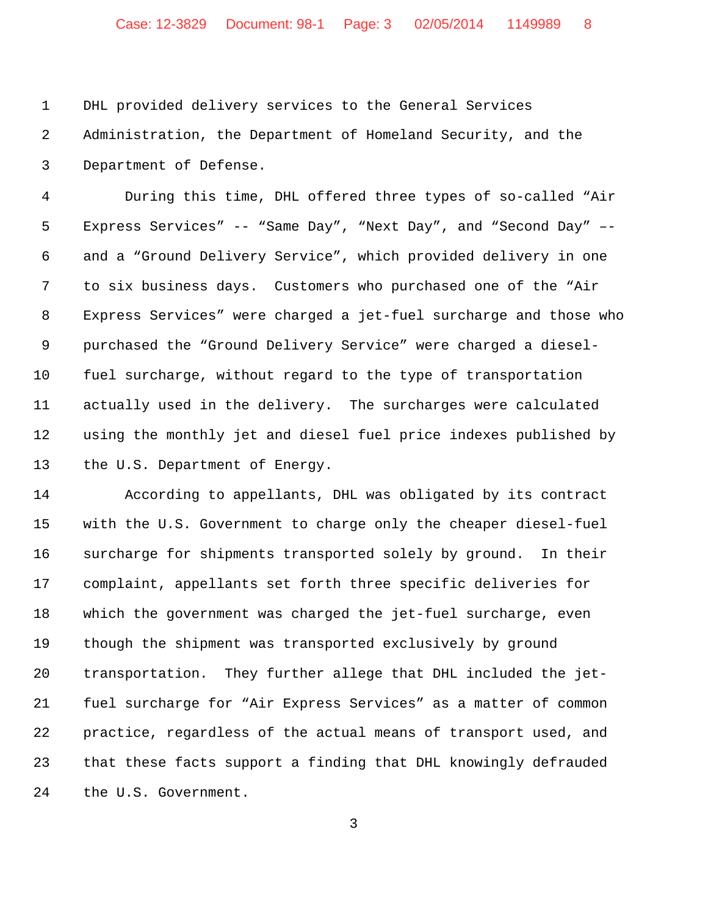DHL provided delivery services to the General Services Administration, the Department of Homeland Security, and the Department of Defense.

During this time, DHL offered three types of so-called "Air Express Services" -- "Same Day", "Next Day", and "Second Day" –– and a "Ground Delivery Service", which provided delivery in one to six business days. Customers who purchased one of the "Air Express Services" were charged a jet-fuel surcharge and those who purchased the "Ground Delivery Service" were charged a diesel-fuel surcharge, without regard to the type of transportation actually used in the delivery. The surcharges were calculated using the monthly jet and diesel fuel price indexes published by the U.S. Department of Energy.

According to appellants, DHL was obligated by its contract with the U.S. Government to charge only the cheaper diesel-fuel surcharge for shipments transported solely by ground. In their complaint, appellants set forth three specific deliveries for which the government was charged the jet-fuel surcharge, even though the shipment was transported exclusively by ground transportation. They further allege that DHL included the jet-fuel surcharge for "Air Express Services" as a matter of common practice, regardless of the actual means of transport used, and that these facts support a finding that DHL knowingly defrauded the U.S. Government.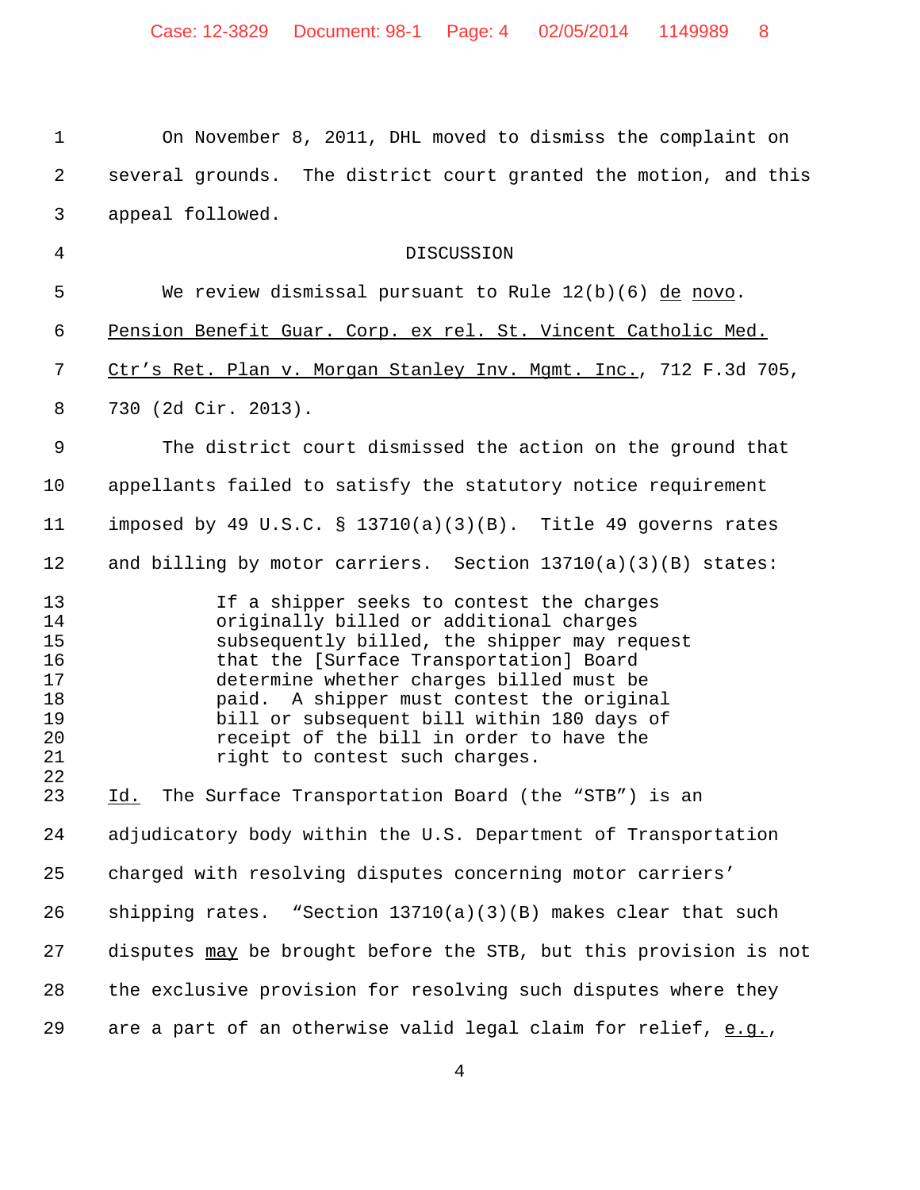On November 8, 2011, DHL moved to dismiss the complaint on several grounds. The district court granted the motion, and this appeal followed.

## DISCUSSION

We review dismissal pursuant to Rule 12(b)(6) _de novo_. _Pension Benefit Guar. Corp. ex rel. St. Vincent Catholic Med. Ctr's Ret. Plan v. Morgan Stanley Inv. Mgmt. Inc._, 712 F.3d 705, 730 (2d Cir. 2013).

The district court dismissed the action on the ground that appellants failed to satisfy the statutory notice requirement imposed by 49 U.S.C. § 13710(a)(3)(B). Title 49 governs rates and billing by motor carriers. Section 13710(a)(3)(B) states:

> If a shipper seeks to contest the charges originally billed or additional charges subsequently billed, the shipper may request that the [Surface Transportation] Board determine whether charges billed must be paid. A shipper must contest the original bill or subsequent bill within 180 days of receipt of the bill in order to have the right to contest such charges.

_Id._ The Surface Transportation Board (the "STB") is an adjudicatory body within the U.S. Department of Transportation charged with resolving disputes concerning motor carriers' shipping rates. "Section 13710(a)(3)(B) makes clear that such disputes _may_ be brought before the STB, but this provision is not the exclusive provision for resolving such disputes where they are a part of an otherwise valid legal claim for relief, _e.g._,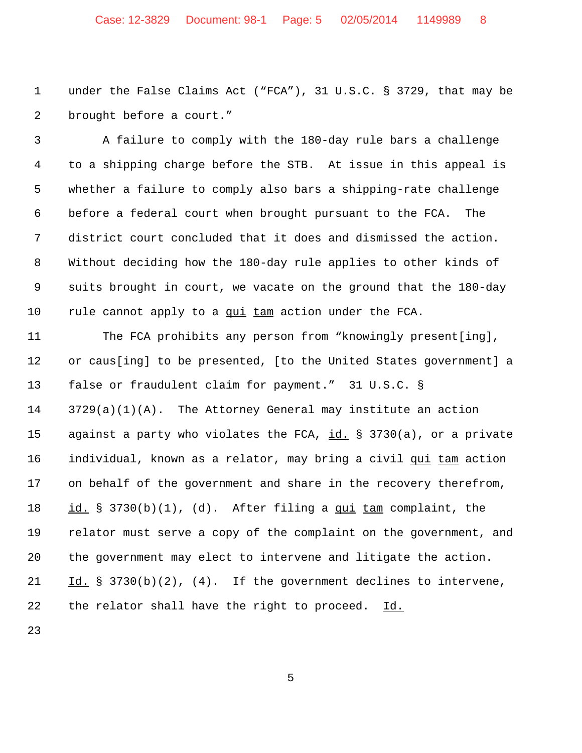under the False Claims Act ("FCA"), 31 U.S.C. § 3729, that may be brought before a court."

A failure to comply with the 180-day rule bars a challenge to a shipping charge before the STB. At issue in this appeal is whether a failure to comply also bars a shipping-rate challenge before a federal court when brought pursuant to the FCA. The district court concluded that it does and dismissed the action. Without deciding how the 180-day rule applies to other kinds of suits brought in court, we vacate on the ground that the 180-day rule cannot apply to a _qui tam_ action under the FCA.

The FCA prohibits any person from "knowingly present[ing], or caus[ing] to be presented, [to the United States government] a false or fraudulent claim for payment." 31 U.S.C. § 3729(a)(1)(A). The Attorney General may institute an action against a party who violates the FCA, _id._ § 3730(a), or a private individual, known as a relator, may bring a civil _qui tam_ action on behalf of the government and share in the recovery therefrom, _id._ § 3730(b)(1), (d). After filing a _qui tam_ complaint, the relator must serve a copy of the complaint on the government, and the government may elect to intervene and litigate the action. _Id._ § 3730(b)(2), (4). If the government declines to intervene, the relator shall have the right to proceed. _Id._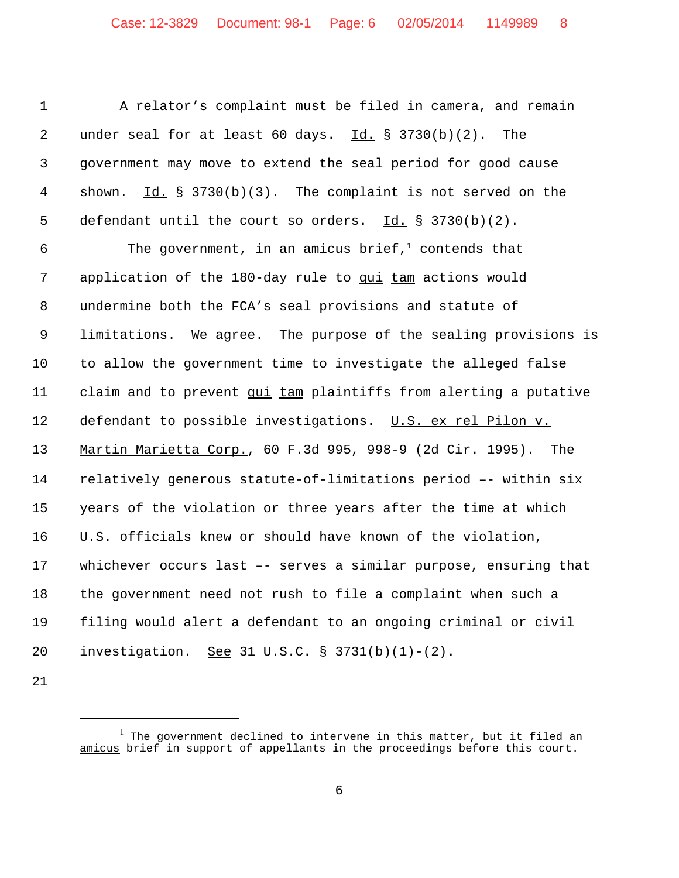A relator's complaint must be filed _in camera_, and remain under seal for at least 60 days. _Id._ § 3730(b)(2). The government may move to extend the seal period for good cause shown. _Id._ § 3730(b)(3). The complaint is not served on the defendant until the court so orders. _Id._ § 3730(b)(2).

The government, in an _amicus_ brief,[1] contends that application of the 180-day rule to _qui tam_ actions would undermine both the FCA's seal provisions and statute of limitations. We agree. The purpose of the sealing provisions is to allow the government time to investigate the alleged false claim and to prevent _qui tam_ plaintiffs from alerting a putative defendant to possible investigations. _U.S. ex rel Pilon v. Martin Marietta Corp._, 60 F.3d 995, 998-9 (2d Cir. 1995). The relatively generous statute-of-limitations period –- within six years of the violation or three years after the time at which U.S. officials knew or should have known of the violation, whichever occurs last –- serves a similar purpose, ensuring that the government need not rush to file a complaint when such a filing would alert a defendant to an ongoing criminal or civil investigation. _See_ 31 U.S.C. § 3731(b)(1)-(2).

---

[1] The government declined to intervene in this matter, but it filed an _amicus_ brief in support of appellants in the proceedings before this court.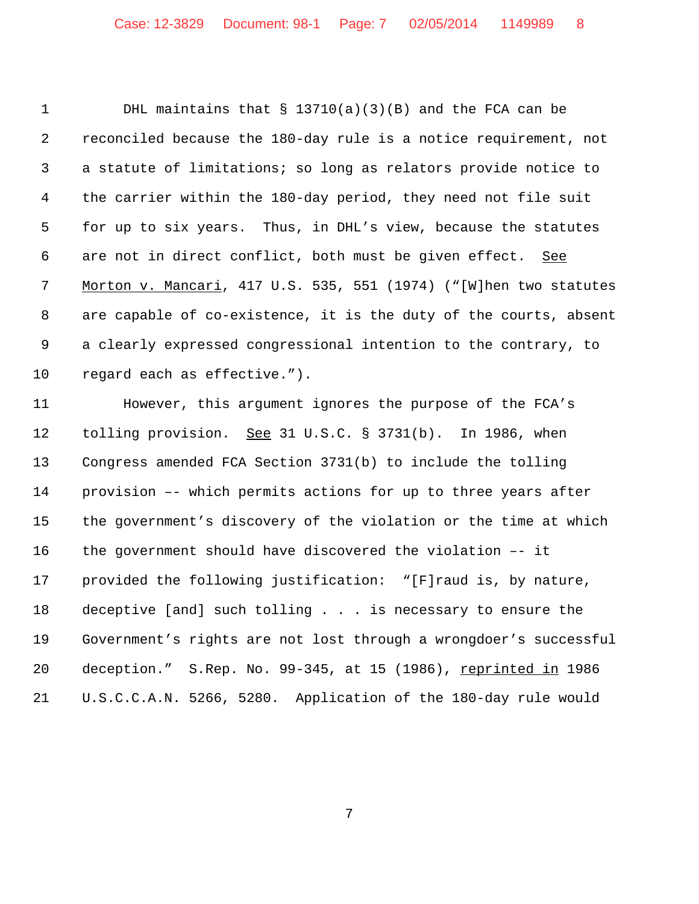DHL maintains that § 13710(a)(3)(B) and the FCA can be reconciled because the 180-day rule is a notice requirement, not a statute of limitations; so long as relators provide notice to the carrier within the 180-day period, they need not file suit for up to six years. Thus, in DHL's view, because the statutes are not in direct conflict, both must be given effect. See Morton v. Mancari, 417 U.S. 535, 551 (1974) ("[W]hen two statutes are capable of co-existence, it is the duty of the courts, absent a clearly expressed congressional intention to the contrary, to regard each as effective.").

However, this argument ignores the purpose of the FCA's tolling provision. See 31 U.S.C. § 3731(b). In 1986, when Congress amended FCA Section 3731(b) to include the tolling provision –- which permits actions for up to three years after the government's discovery of the violation or the time at which the government should have discovered the violation –- it provided the following justification: "[F]raud is, by nature, deceptive [and] such tolling . . . is necessary to ensure the Government's rights are not lost through a wrongdoer's successful deception." S.Rep. No. 99-345, at 15 (1986), reprinted in 1986 U.S.C.C.A.N. 5266, 5280. Application of the 180-day rule would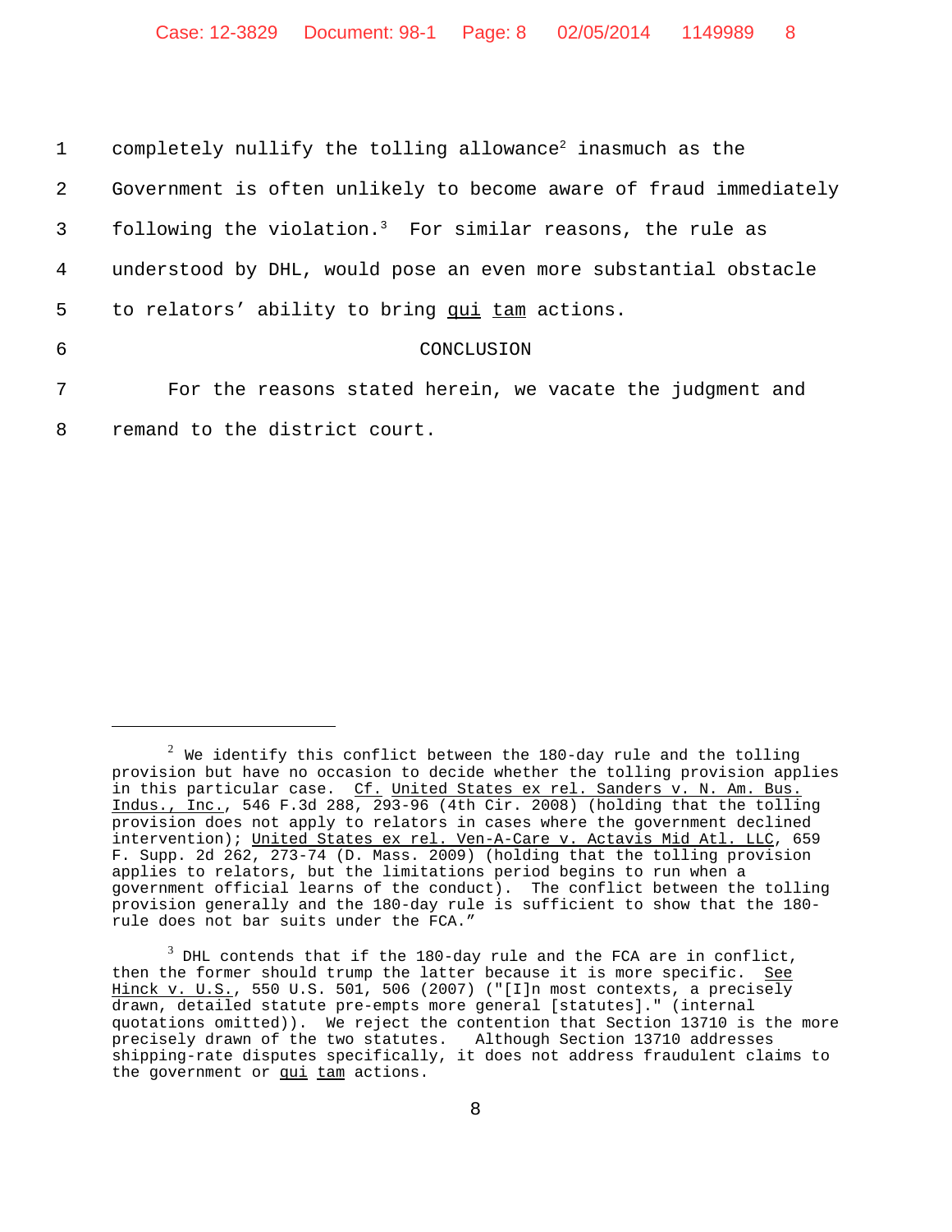completely nullify the tolling allowance[2] inasmuch as the Government is often unlikely to become aware of fraud immediately following the violation.[3] For similar reasons, the rule as understood by DHL, would pose an even more substantial obstacle to relators' ability to bring qui tam actions.

## CONCLUSION

For the reasons stated herein, we vacate the judgment and remand to the district court.

---

[2] We identify this conflict between the 180-day rule and the tolling provision but have no occasion to decide whether the tolling provision applies in this particular case. Cf. United States ex rel. Sanders v. N. Am. Bus. Indus., Inc., 546 F.3d 288, 293-96 (4th Cir. 2008) (holding that the tolling provision does not apply to relators in cases where the government declined intervention); United States ex rel. Ven-A-Care v. Actavis Mid Atl. LLC, 659 F. Supp. 2d 262, 273-74 (D. Mass. 2009) (holding that the tolling provision applies to relators, but the limitations period begins to run when a government official learns of the conduct). The conflict between the tolling provision generally and the 180-day rule is sufficient to show that the 180-rule does not bar suits under the FCA."

[3] DHL contends that if the 180-day rule and the FCA are in conflict, then the former should trump the latter because it is more specific. See Hinck v. U.S., 550 U.S. 501, 506 (2007) ("[I]n most contexts, a precisely drawn, detailed statute pre-empts more general [statutes]." (internal quotations omitted)). We reject the contention that Section 13710 is the more precisely drawn of the two statutes. Although Section 13710 addresses shipping-rate disputes specifically, it does not address fraudulent claims to the government or qui tam actions.